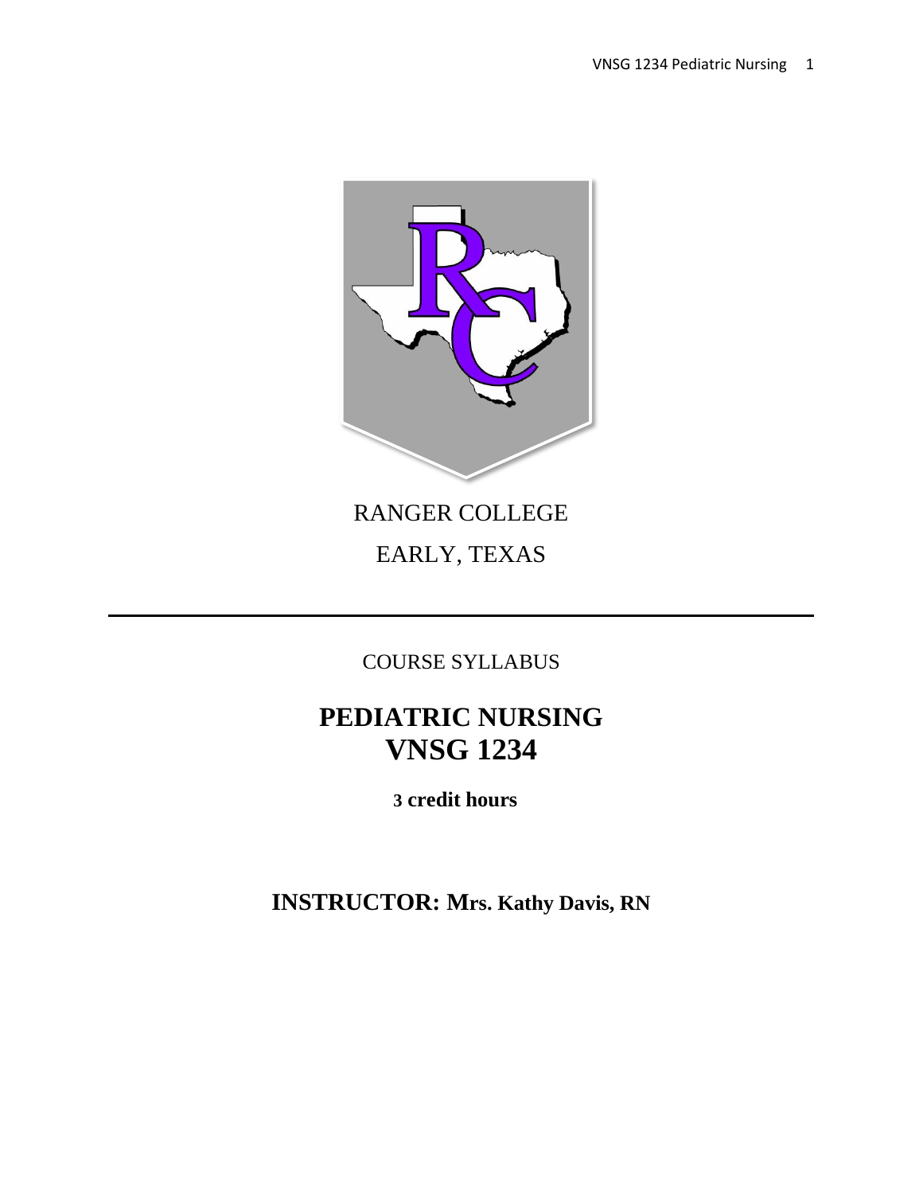RANGER COLLEGE

EARLY, TEXAS

---

COURSE SYLLABUS

# PEDIATRIC NURSING
# VNSG 1234

**3 credit hours**

## INSTRUCTOR: Mrs. Kathy Davis, RN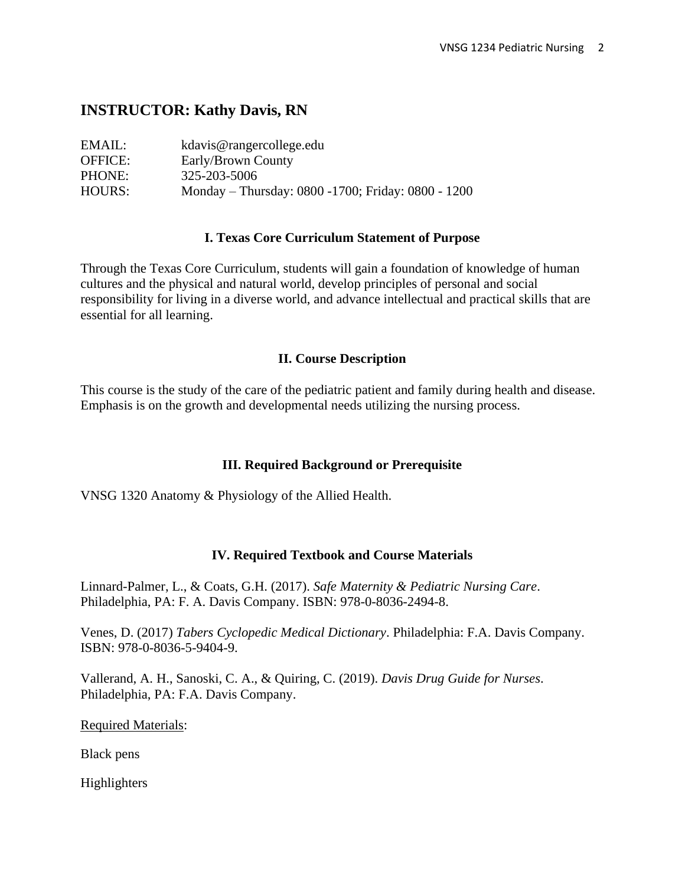## INSTRUCTOR: Kathy Davis, RN

EMAIL: kdavis@rangercollege.edu
OFFICE: Early/Brown County
PHONE: 325-203-5006
HOURS: Monday – Thursday: 0800 -1700; Friday: 0800 - 1200

### I. Texas Core Curriculum Statement of Purpose

Through the Texas Core Curriculum, students will gain a foundation of knowledge of human cultures and the physical and natural world, develop principles of personal and social responsibility for living in a diverse world, and advance intellectual and practical skills that are essential for all learning.

### II. Course Description

This course is the study of the care of the pediatric patient and family during health and disease. Emphasis is on the growth and developmental needs utilizing the nursing process.

### III. Required Background or Prerequisite

VNSG 1320 Anatomy & Physiology of the Allied Health.

### IV. Required Textbook and Course Materials

Linnard-Palmer, L., & Coats, G.H. (2017). *Safe Maternity & Pediatric Nursing Care*. Philadelphia, PA: F. A. Davis Company. ISBN: 978-0-8036-2494-8.

Venes, D. (2017) *Tabers Cyclopedic Medical Dictionary*. Philadelphia: F.A. Davis Company. ISBN: 978-0-8036-5-9404-9.

Vallerand, A. H., Sanoski, C. A., & Quiring, C. (2019). *Davis Drug Guide for Nurses*. Philadelphia, PA: F.A. Davis Company.

Required Materials:

Black pens

Highlighters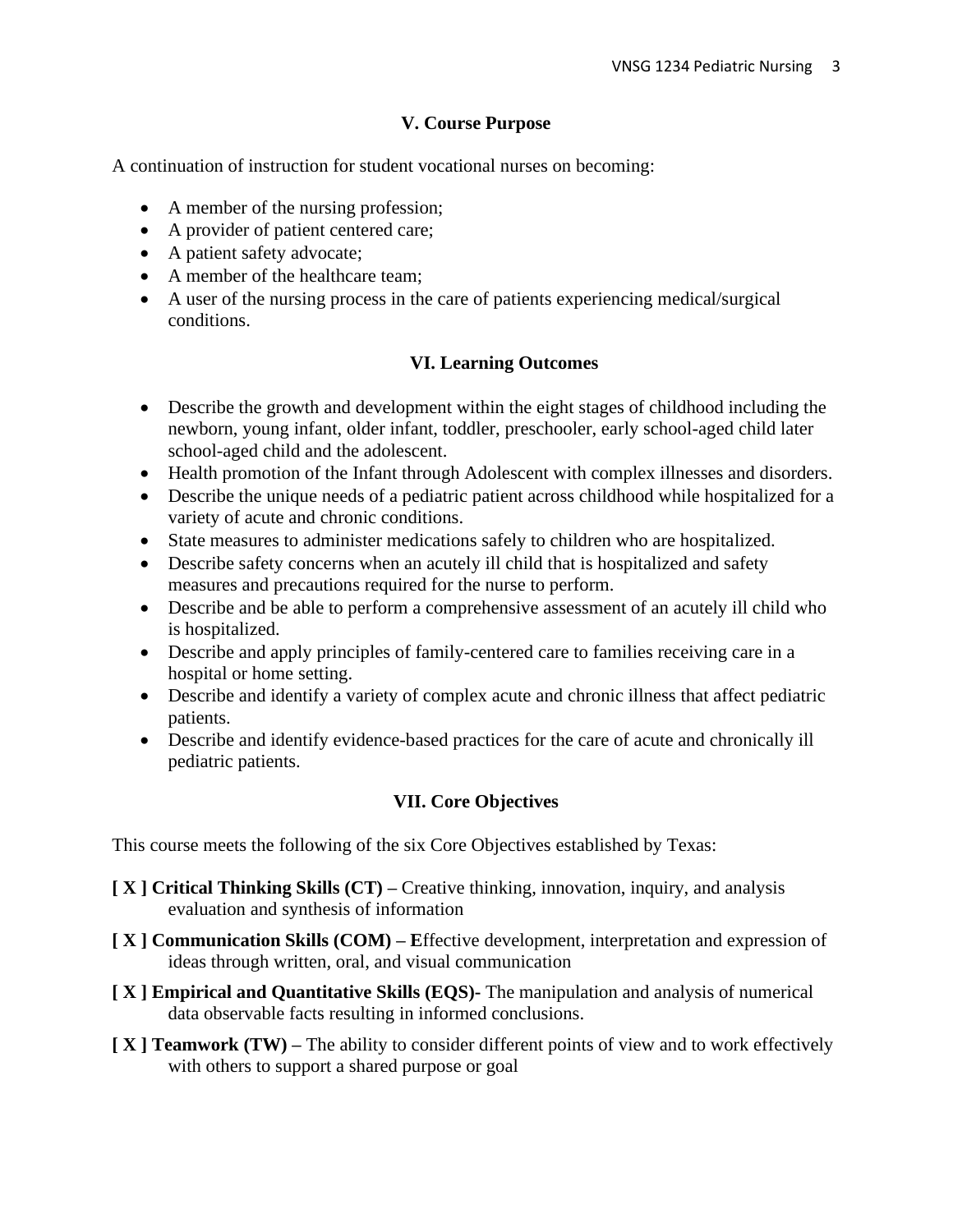## V. Course Purpose

A continuation of instruction for student vocational nurses on becoming:

- A member of the nursing profession;
- A provider of patient centered care;
- A patient safety advocate;
- A member of the healthcare team;
- A user of the nursing process in the care of patients experiencing medical/surgical conditions.

## VI. Learning Outcomes

- Describe the growth and development within the eight stages of childhood including the newborn, young infant, older infant, toddler, preschooler, early school-aged child later school-aged child and the adolescent.
- Health promotion of the Infant through Adolescent with complex illnesses and disorders.
- Describe the unique needs of a pediatric patient across childhood while hospitalized for a variety of acute and chronic conditions.
- State measures to administer medications safely to children who are hospitalized.
- Describe safety concerns when an acutely ill child that is hospitalized and safety measures and precautions required for the nurse to perform.
- Describe and be able to perform a comprehensive assessment of an acutely ill child who is hospitalized.
- Describe and apply principles of family-centered care to families receiving care in a hospital or home setting.
- Describe and identify a variety of complex acute and chronic illness that affect pediatric patients.
- Describe and identify evidence-based practices for the care of acute and chronically ill pediatric patients.

## VII. Core Objectives

This course meets the following of the six Core Objectives established by Texas:

**[ X ] Critical Thinking Skills (CT) –** Creative thinking, innovation, inquiry, and analysis evaluation and synthesis of information

**[ X ] Communication Skills (COM) – E**ffective development, interpretation and expression of ideas through written, oral, and visual communication

**[ X ] Empirical and Quantitative Skills (EQS)-** The manipulation and analysis of numerical data observable facts resulting in informed conclusions.

**[ X ] Teamwork (TW) –** The ability to consider different points of view and to work effectively with others to support a shared purpose or goal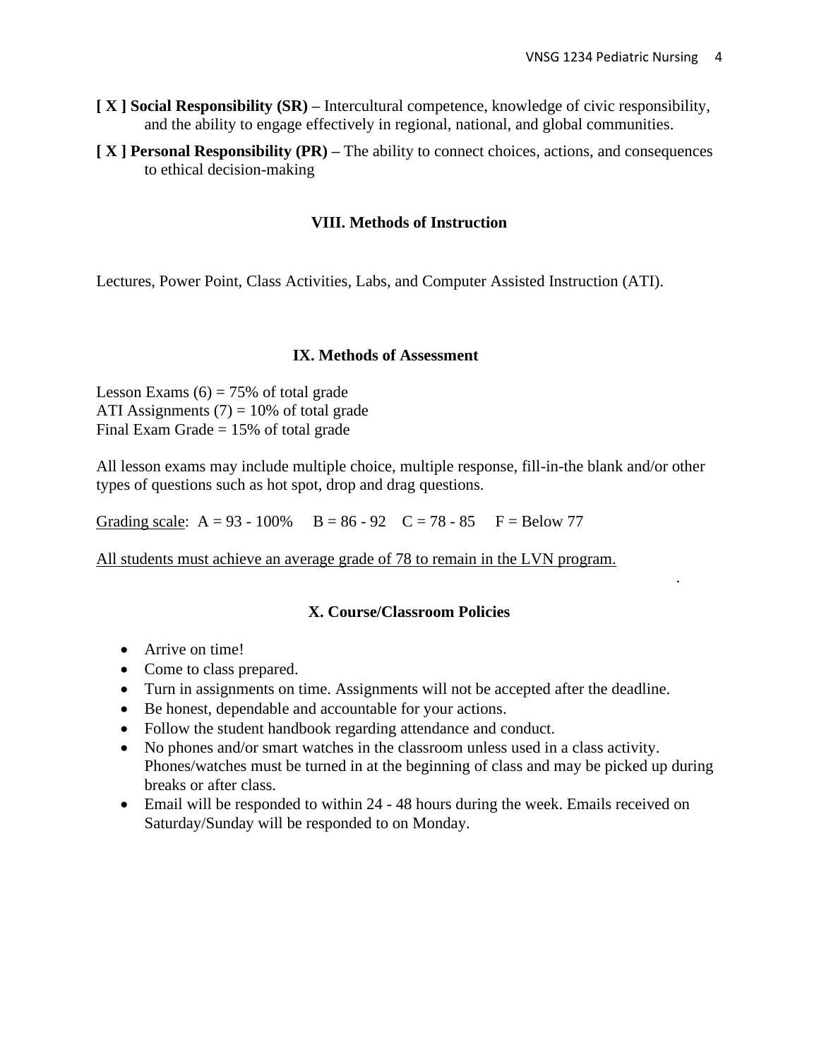**[ X ] Social Responsibility (SR) –** Intercultural competence, knowledge of civic responsibility, and the ability to engage effectively in regional, national, and global communities.

**[ X ] Personal Responsibility (PR) –** The ability to connect choices, actions, and consequences to ethical decision-making

## VIII. Methods of Instruction

Lectures, Power Point, Class Activities, Labs, and Computer Assisted Instruction (ATI).

## IX. Methods of Assessment

Lesson Exams (6) = 75% of total grade
ATI Assignments (7) = 10% of total grade
Final Exam Grade = 15% of total grade

All lesson exams may include multiple choice, multiple response, fill-in-the blank and/or other types of questions such as hot spot, drop and drag questions.

Grading scale: A = 93 - 100% B = 86 - 92 C = 78 - 85 F = Below 77

All students must achieve an average grade of 78 to remain in the LVN program.

## X. Course/Classroom Policies

- Arrive on time!
- Come to class prepared.
- Turn in assignments on time. Assignments will not be accepted after the deadline.
- Be honest, dependable and accountable for your actions.
- Follow the student handbook regarding attendance and conduct.
- No phones and/or smart watches in the classroom unless used in a class activity. Phones/watches must be turned in at the beginning of class and may be picked up during breaks or after class.
- Email will be responded to within 24 - 48 hours during the week. Emails received on Saturday/Sunday will be responded to on Monday.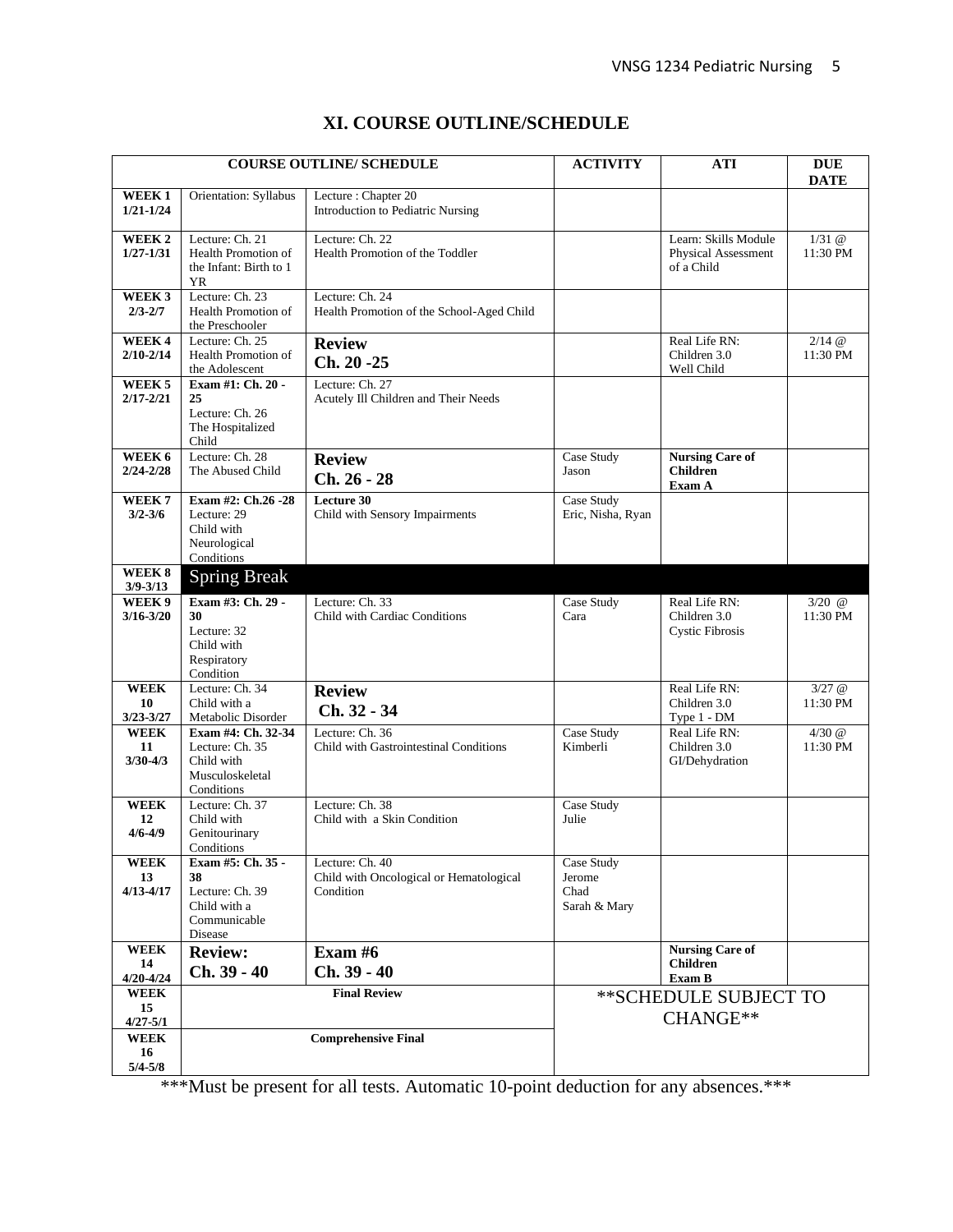# XI. COURSE OUTLINE/SCHEDULE

| COURSE OUTLINE/ SCHEDULE | | | ACTIVITY | ATI | DUE DATE |
|---|---|---|---|---|---|
| **WEEK 1 1/21-1/24** | Orientation: Syllabus | Lecture : Chapter 20 Introduction to Pediatric Nursing | | | |
| **WEEK 2 1/27-1/31** | Lecture: Ch. 21 Health Promotion of the Infant: Birth to 1 YR | Lecture: Ch. 22 Health Promotion of the Toddler | | Learn: Skills Module Physical Assessment of a Child | 1/31 @ 11:30 PM |
| **WEEK 3 2/3-2/7** | Lecture: Ch. 23 Health Promotion of the Preschooler | Lecture: Ch. 24 Health Promotion of the School-Aged Child | | | |
| **WEEK 4 2/10-2/14** | Lecture: Ch. 25 Health Promotion of the Adolescent | **Review Ch. 20 -25** | | Real Life RN: Children 3.0 Well Child | 2/14 @ 11:30 PM |
| **WEEK 5 2/17-2/21** | **Exam #1: Ch. 20 - 25** Lecture: Ch. 26 The Hospitalized Child | Lecture: Ch. 27 Acutely Ill Children and Their Needs | | | |
| **WEEK 6 2/24-2/28** | Lecture: Ch. 28 The Abused Child | **Review Ch. 26 - 28** | Case Study Jason | **Nursing Care of Children Exam A** | |
| **WEEK 7 3/2-3/6** | **Exam #2: Ch.26 -28** Lecture: 29 Child with Neurological Conditions | **Lecture 30** Child with Sensory Impairments | Case Study Eric, Nisha, Ryan | | |
| **WEEK 8 3/9-3/13** | Spring Break | | | | |
| **WEEK 9 3/16-3/20** | **Exam #3: Ch. 29 - 30** Lecture: 32 Child with Respiratory Condition | Lecture: Ch. 33 Child with Cardiac Conditions | Case Study Cara | Real Life RN: Children 3.0 Cystic Fibrosis | 3/20 @ 11:30 PM |
| **WEEK 10 3/23-3/27** | Lecture: Ch. 34 Child with a Metabolic Disorder | **Review Ch. 32 - 34** | | Real Life RN: Children 3.0 Type 1 - DM | 3/27 @ 11:30 PM |
| **WEEK 11 3/30-4/3** | **Exam #4: Ch. 32-34** Lecture: Ch. 35 Child with Musculoskeletal Conditions | Lecture: Ch. 36 Child with Gastrointestinal Conditions | Case Study Kimberli | Real Life RN: Children 3.0 GI/Dehydration | 4/30 @ 11:30 PM |
| **WEEK 12 4/6-4/9** | Lecture: Ch. 37 Child with Genitourinary Conditions | Lecture: Ch. 38 Child with a Skin Condition | Case Study Julie | | |
| **WEEK 13 4/13-4/17** | **Exam #5: Ch. 35 - 38** Lecture: Ch. 39 Child with a Communicable Disease | Lecture: Ch. 40 Child with Oncological or Hematological Condition | Case Study Jerome Chad Sarah & Mary | | |
| **WEEK 14 4/20-4/24** | **Review: Ch. 39 - 40** | **Exam #6 Ch. 39 - 40** | | **Nursing Care of Children Exam B** | |
| **WEEK 15 4/27-5/1** | **Final Review** | | **SCHEDULE SUBJECT TO CHANGE** | | |
| **WEEK 16 5/4-5/8** | **Comprehensive Final** | | | | |

***Must be present for all tests. Automatic 10-point deduction for any absences.***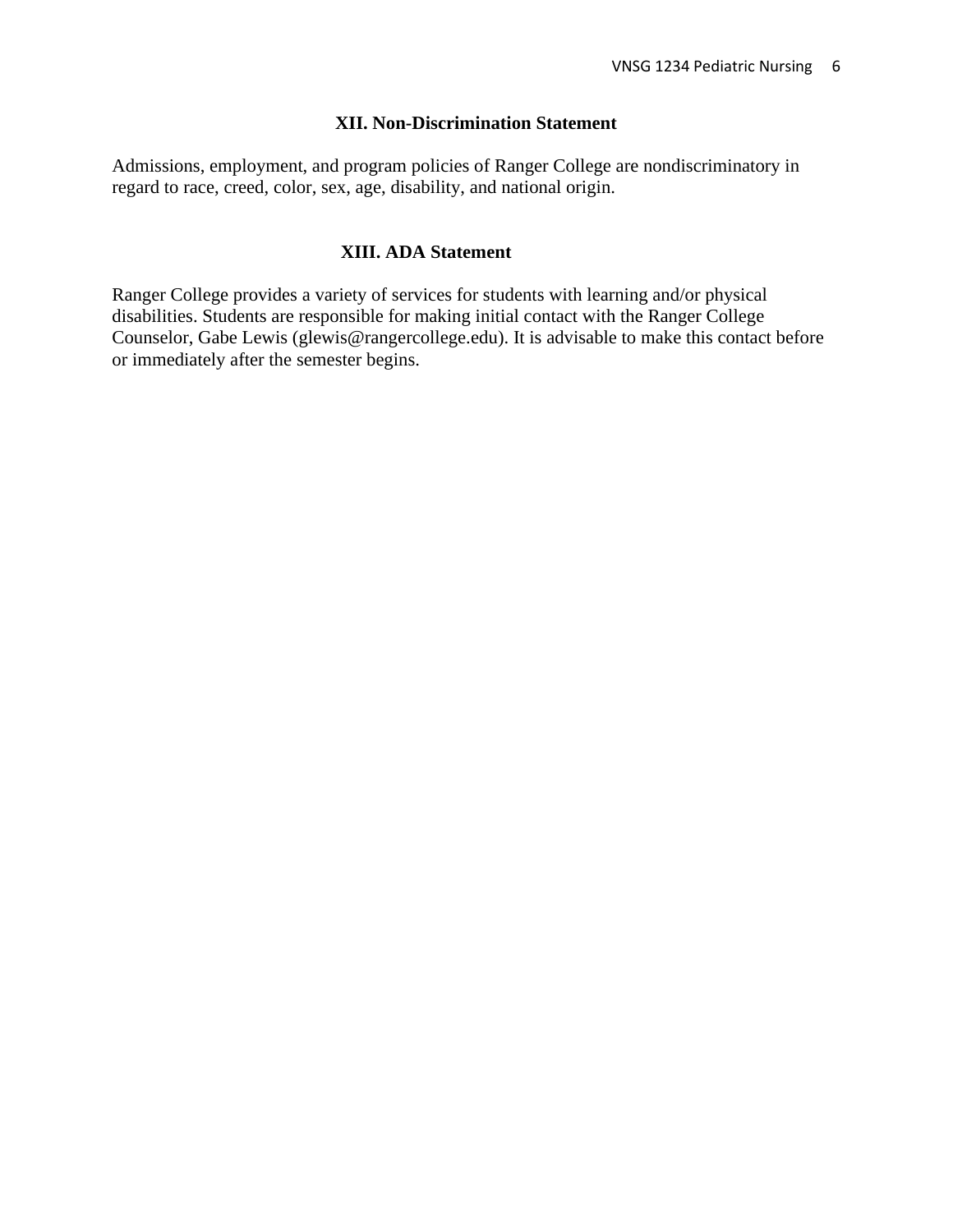## XII. Non-Discrimination Statement

Admissions, employment, and program policies of Ranger College are nondiscriminatory in regard to race, creed, color, sex, age, disability, and national origin.

## XIII. ADA Statement

Ranger College provides a variety of services for students with learning and/or physical disabilities. Students are responsible for making initial contact with the Ranger College Counselor, Gabe Lewis (glewis@rangercollege.edu). It is advisable to make this contact before or immediately after the semester begins.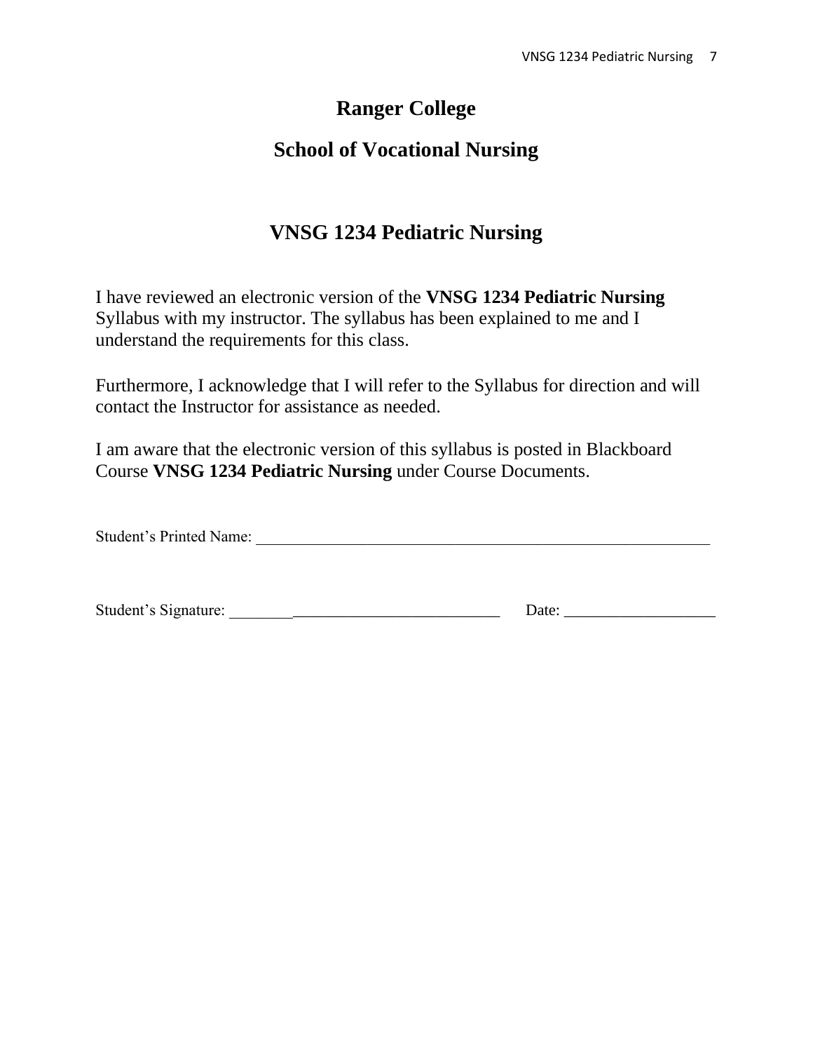# Ranger College

## School of Vocational Nursing

## VNSG 1234 Pediatric Nursing

I have reviewed an electronic version of the **VNSG 1234 Pediatric Nursing** Syllabus with my instructor. The syllabus has been explained to me and I understand the requirements for this class.

Furthermore, I acknowledge that I will refer to the Syllabus for direction and will contact the Instructor for assistance as needed.

I am aware that the electronic version of this syllabus is posted in Blackboard Course **VNSG 1234 Pediatric Nursing** under Course Documents.

Student's Printed Name: ____________________________________________________________

Student's Signature: ___________________________________ Date: ___________________